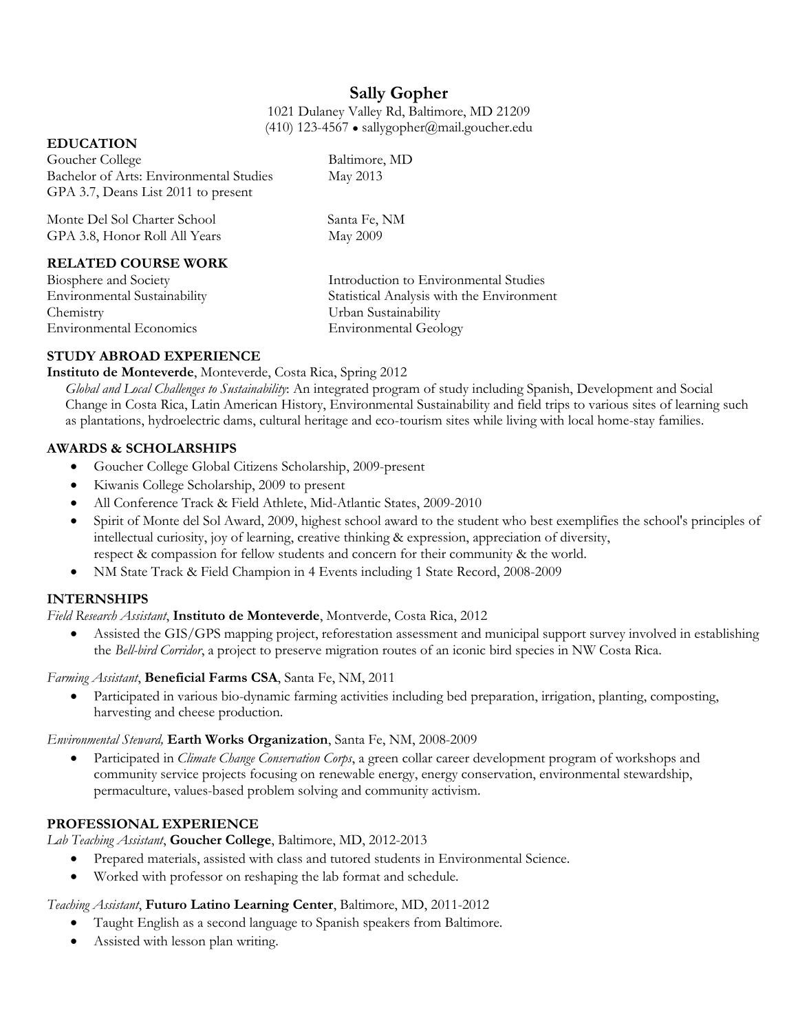# Sally Gopher

1021 Dulaney Valley Rd, Baltimore, MD 21209
(410) 123-4567 • sallygopher@mail.goucher.edu

## EDUCATION

Goucher College — Baltimore, MD
Bachelor of Arts: Environmental Studies — May 2013
GPA 3.7, Deans List 2011 to present

Monte Del Sol Charter School — Santa Fe, NM
GPA 3.8, Honor Roll All Years — May 2009

## RELATED COURSE WORK

| | |
|---|---|
| Biosphere and Society | Introduction to Environmental Studies |
| Environmental Sustainability | Statistical Analysis with the Environment |
| Chemistry | Urban Sustainability |
| Environmental Economics | Environmental Geology |

## STUDY ABROAD EXPERIENCE

**Instituto de Monteverde**, Monteverde, Costa Rica, Spring 2012

*Global and Local Challenges to Sustainability*: An integrated program of study including Spanish, Development and Social Change in Costa Rica, Latin American History, Environmental Sustainability and field trips to various sites of learning such as plantations, hydroelectric dams, cultural heritage and eco-tourism sites while living with local home-stay families.

## AWARDS & SCHOLARSHIPS

- Goucher College Global Citizens Scholarship, 2009-present
- Kiwanis College Scholarship, 2009 to present
- All Conference Track & Field Athlete, Mid-Atlantic States, 2009-2010
- Spirit of Monte del Sol Award, 2009, highest school award to the student who best exemplifies the school's principles of intellectual curiosity, joy of learning, creative thinking & expression, appreciation of diversity, respect & compassion for fellow students and concern for their community & the world.
- NM State Track & Field Champion in 4 Events including 1 State Record, 2008-2009

## INTERNSHIPS

*Field Research Assistant*, **Instituto de Monteverde**, Montverde, Costa Rica, 2012

- Assisted the GIS/GPS mapping project, reforestation assessment and municipal support survey involved in establishing the *Bell-bird Corridor*, a project to preserve migration routes of an iconic bird species in NW Costa Rica.

*Farming Assistant*, **Beneficial Farms CSA**, Santa Fe, NM, 2011

- Participated in various bio-dynamic farming activities including bed preparation, irrigation, planting, composting, harvesting and cheese production.

*Environmental Steward,* **Earth Works Organization**, Santa Fe, NM, 2008-2009

- Participated in *Climate Change Conservation Corps*, a green collar career development program of workshops and community service projects focusing on renewable energy, energy conservation, environmental stewardship, permaculture, values-based problem solving and community activism.

## PROFESSIONAL EXPERIENCE

*Lab Teaching Assistant*, **Goucher College**, Baltimore, MD, 2012-2013

- Prepared materials, assisted with class and tutored students in Environmental Science.
- Worked with professor on reshaping the lab format and schedule.

*Teaching Assistant*, **Futuro Latino Learning Center**, Baltimore, MD, 2011-2012

- Taught English as a second language to Spanish speakers from Baltimore.
- Assisted with lesson plan writing.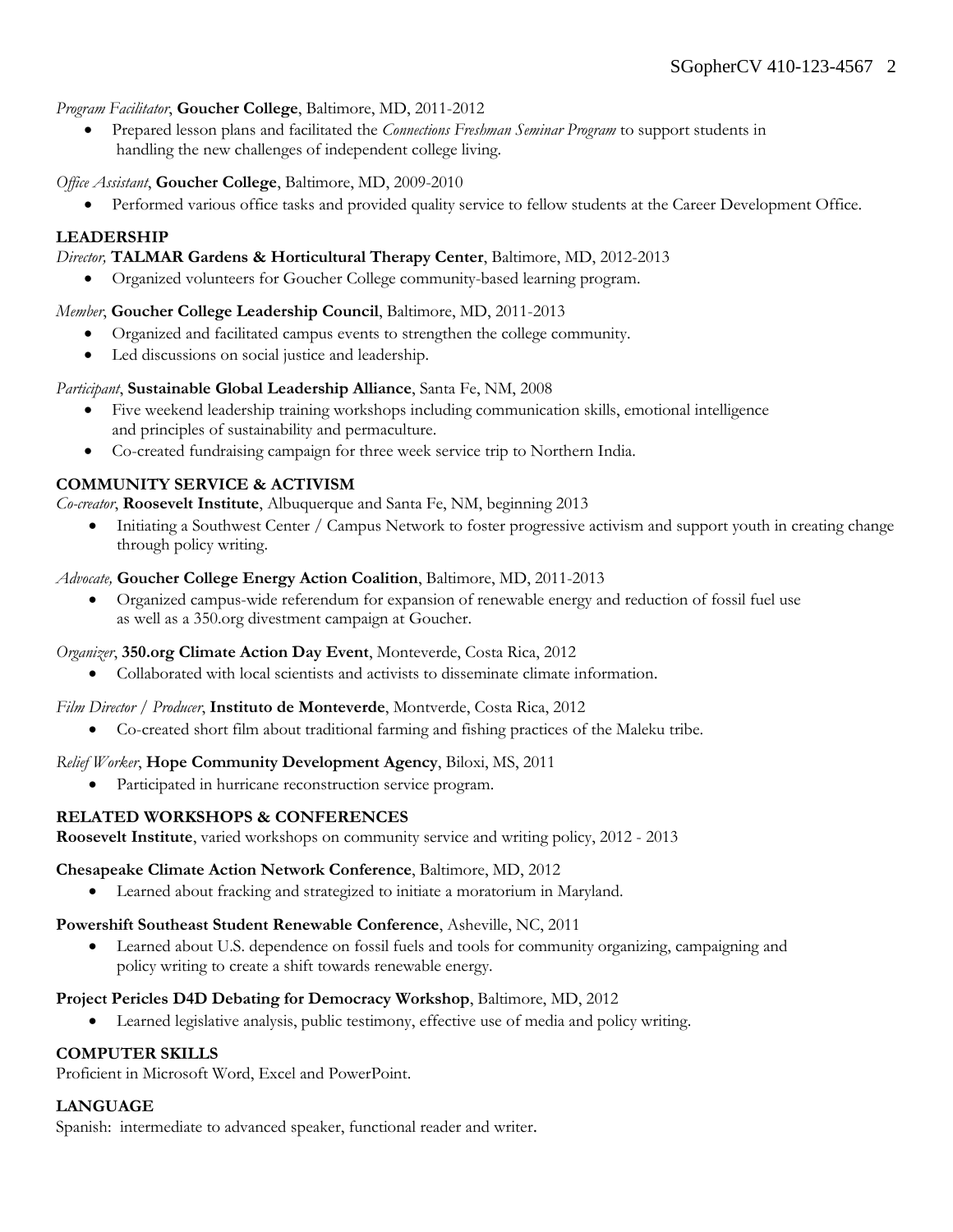*Program Facilitator*, **Goucher College**, Baltimore, MD, 2011-2012

- Prepared lesson plans and facilitated the *Connections Freshman Seminar Program* to support students in handling the new challenges of independent college living.

*Office Assistant*, **Goucher College**, Baltimore, MD, 2009-2010

- Performed various office tasks and provided quality service to fellow students at the Career Development Office.

## LEADERSHIP

*Director,* **TALMAR Gardens & Horticultural Therapy Center**, Baltimore, MD, 2012-2013

- Organized volunteers for Goucher College community-based learning program.

*Member*, **Goucher College Leadership Council**, Baltimore, MD, 2011-2013

- Organized and facilitated campus events to strengthen the college community.
- Led discussions on social justice and leadership.

*Participant*, **Sustainable Global Leadership Alliance**, Santa Fe, NM, 2008

- Five weekend leadership training workshops including communication skills, emotional intelligence and principles of sustainability and permaculture.
- Co-created fundraising campaign for three week service trip to Northern India.

## COMMUNITY SERVICE & ACTIVISM

*Co-creator*, **Roosevelt Institute**, Albuquerque and Santa Fe, NM, beginning 2013

- Initiating a Southwest Center / Campus Network to foster progressive activism and support youth in creating change through policy writing.

*Advocate,* **Goucher College Energy Action Coalition**, Baltimore, MD, 2011-2013

- Organized campus-wide referendum for expansion of renewable energy and reduction of fossil fuel use as well as a 350.org divestment campaign at Goucher.

*Organizer*, **350.org Climate Action Day Event**, Monteverde, Costa Rica, 2012

- Collaborated with local scientists and activists to disseminate climate information.

*Film Director / Producer*, **Instituto de Monteverde**, Montverde, Costa Rica, 2012

- Co-created short film about traditional farming and fishing practices of the Maleku tribe.

*Relief Worker*, **Hope Community Development Agency**, Biloxi, MS, 2011

- Participated in hurricane reconstruction service program.

## RELATED WORKSHOPS & CONFERENCES

**Roosevelt Institute**, varied workshops on community service and writing policy, 2012 - 2013

**Chesapeake Climate Action Network Conference**, Baltimore, MD, 2012

- Learned about fracking and strategized to initiate a moratorium in Maryland.

**Powershift Southeast Student Renewable Conference**, Asheville, NC, 2011

- Learned about U.S. dependence on fossil fuels and tools for community organizing, campaigning and policy writing to create a shift towards renewable energy.

**Project Pericles D4D Debating for Democracy Workshop**, Baltimore, MD, 2012

- Learned legislative analysis, public testimony, effective use of media and policy writing.

## COMPUTER SKILLS

Proficient in Microsoft Word, Excel and PowerPoint.

## LANGUAGE

Spanish: intermediate to advanced speaker, functional reader and writer.